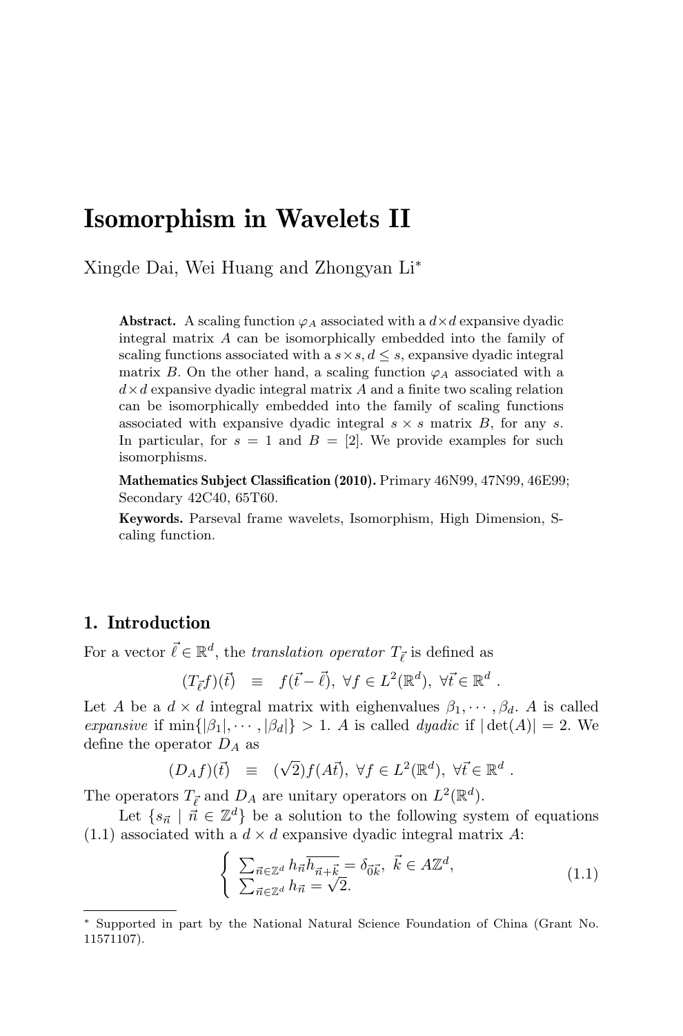# Isomorphism in Wavelets II

Xingde Dai, Wei Huang and Zhongyan Li*

**Abstract.** A scaling function $\varphi_A$ associated with a $d \times d$ expansive dyadic integral matrix $A$ can be isomorphically embedded into the family of scaling functions associated with a $s \times s, d \leq s$, expansive dyadic integral matrix $B$. On the other hand, a scaling function $\varphi_A$ associated with a $d \times d$ expansive dyadic integral matrix $A$ and a finite two scaling relation can be isomorphically embedded into the family of scaling functions associated with expansive dyadic integral $s \times s$ matrix $B$, for any $s$. In particular, for $s = 1$ and $B = [2]$. We provide examples for such isomorphisms.

**Mathematics Subject Classification (2010).** Primary 46N99, 47N99, 46E99; Secondary 42C40, 65T60.

**Keywords.** Parseval frame wavelets, Isomorphism, High Dimension, Scaling function.

## 1. Introduction

For a vector $\vec{\ell} \in \mathbb{R}^d$, the *translation operator* $T_{\vec{\ell}}$ is defined as

$$(T_{\vec{\ell}}f)(\vec{t}) \quad \equiv \quad f(\vec{t} - \vec{\ell}), \ \forall f \in L^2(\mathbb{R}^d), \ \forall \vec{t} \in \mathbb{R}^d \ .$$

Let $A$ be a $d \times d$ integral matrix with eighenvalues $\beta_1, \cdots, \beta_d$. $A$ is called *expansive* if $\min\{|\beta_1|, \cdots, |\beta_d|\} > 1$. $A$ is called *dyadic* if $|\det(A)| = 2$. We define the operator $D_A$ as

$$(D_A f)(\vec{t}) \quad \equiv \quad (\sqrt{2})f(A\vec{t}), \ \forall f \in L^2(\mathbb{R}^d), \ \forall \vec{t} \in \mathbb{R}^d \ .$$

The operators $T_{\vec{\ell}}$ and $D_A$ are unitary operators on $L^2(\mathbb{R}^d)$.

Let $\{s_{\vec{n}} \mid \vec{n} \in \mathbb{Z}^d\}$ be a solution to the following system of equations (1.1) associated with a $d \times d$ expansive dyadic integral matrix $A$:

$$\begin{cases} \sum_{\vec{n} \in \mathbb{Z}^d} h_{\vec{n}} \overline{h_{\vec{n}+\vec{k}}} = \delta_{\vec{0}\vec{k}}, \ \vec{k} \in A\mathbb{Z}^d, \\ \sum_{\vec{n} \in \mathbb{Z}^d} h_{\vec{n}} = \sqrt{2}. \end{cases} \tag{1.1}$$

---

* Supported in part by the National Natural Science Foundation of China (Grant No. 11571107).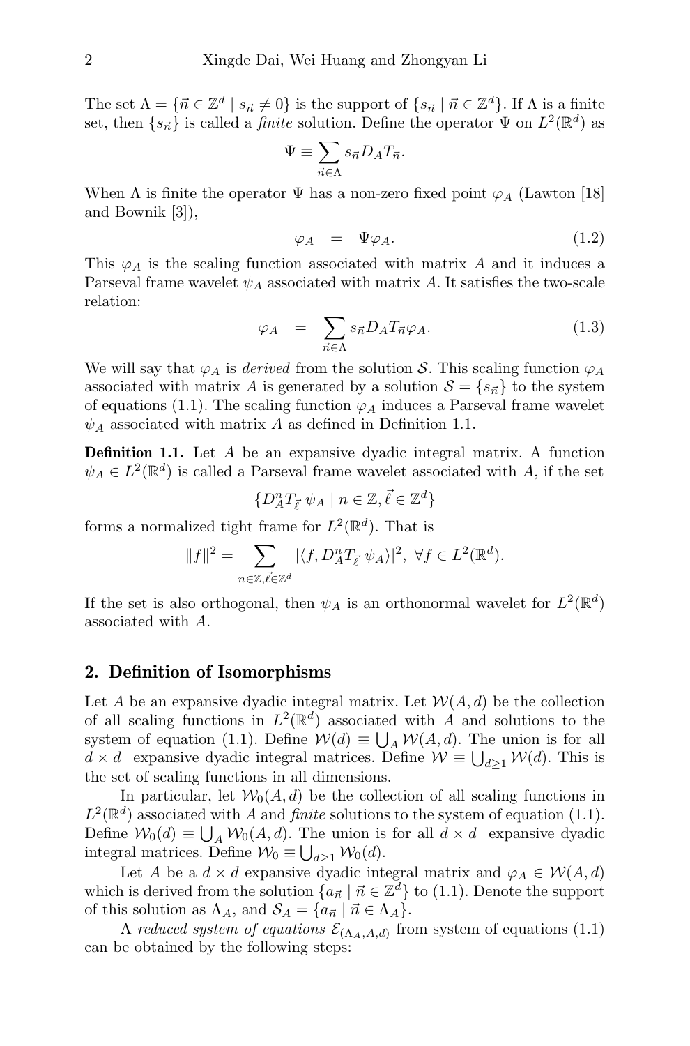The set $\Lambda = \{\vec{n} \in \mathbb{Z}^d \mid s_{\vec{n}} \neq 0\}$ is the support of $\{s_{\vec{n}} \mid \vec{n} \in \mathbb{Z}^d\}$. If $\Lambda$ is a finite set, then $\{s_{\vec{n}}\}$ is called a *finite* solution. Define the operator $\Psi$ on $L^2(\mathbb{R}^d)$ as

$$\Psi \equiv \sum_{\vec{n} \in \Lambda} s_{\vec{n}} D_A T_{\vec{n}}.$$

When $\Lambda$ is finite the operator $\Psi$ has a non-zero fixed point $\varphi_A$ (Lawton [18] and Bownik [3]),

$$\varphi_A \quad = \quad \Psi \varphi_A. \tag{1.2}$$

This $\varphi_A$ is the scaling function associated with matrix $A$ and it induces a Parseval frame wavelet $\psi_A$ associated with matrix $A$. It satisfies the two-scale relation:

$$\varphi_A \quad = \quad \sum_{\vec{n} \in \Lambda} s_{\vec{n}} D_A T_{\vec{n}} \varphi_A. \tag{1.3}$$

We will say that $\varphi_A$ is *derived* from the solution $\mathcal{S}$. This scaling function $\varphi_A$ associated with matrix $A$ is generated by a solution $\mathcal{S} = \{s_{\vec{n}}\}$ to the system of equations (1.1). The scaling function $\varphi_A$ induces a Parseval frame wavelet $\psi_A$ associated with matrix $A$ as defined in Definition 1.1.

**Definition 1.1.** Let $A$ be an expansive dyadic integral matrix. A function $\psi_A \in L^2(\mathbb{R}^d)$ is called a Parseval frame wavelet associated with $A$, if the set

$$\{D_A^n T_{\vec{\ell}}\, \psi_A \mid n \in \mathbb{Z}, \vec{\ell} \in \mathbb{Z}^d\}$$

forms a normalized tight frame for $L^2(\mathbb{R}^d)$. That is

$$\|f\|^2 = \sum_{n \in \mathbb{Z}, \vec{\ell} \in \mathbb{Z}^d} |\langle f, D_A^n T_{\vec{\ell}}\, \psi_A \rangle|^2, \ \forall f \in L^2(\mathbb{R}^d).$$

If the set is also orthogonal, then $\psi_A$ is an orthonormal wavelet for $L^2(\mathbb{R}^d)$ associated with $A$.

## 2. Definition of Isomorphisms

Let $A$ be an expansive dyadic integral matrix. Let $\mathcal{W}(A, d)$ be the collection of all scaling functions in $L^2(\mathbb{R}^d)$ associated with $A$ and solutions to the system of equation (1.1). Define $\mathcal{W}(d) \equiv \bigcup_A \mathcal{W}(A, d)$. The union is for all $d \times d$ expansive dyadic integral matrices. Define $\mathcal{W} \equiv \bigcup_{d \geq 1} \mathcal{W}(d)$. This is the set of scaling functions in all dimensions.

In particular, let $\mathcal{W}_0(A, d)$ be the collection of all scaling functions in $L^2(\mathbb{R}^d)$ associated with $A$ and *finite* solutions to the system of equation (1.1). Define $\mathcal{W}_0(d) \equiv \bigcup_A \mathcal{W}_0(A, d)$. The union is for all $d \times d$ expansive dyadic integral matrices. Define $\mathcal{W}_0 \equiv \bigcup_{d \geq 1} \mathcal{W}_0(d)$.

Let $A$ be a $d \times d$ expansive dyadic integral matrix and $\varphi_A \in \mathcal{W}(A, d)$ which is derived from the solution $\{a_{\vec{n}} \mid \vec{n} \in \mathbb{Z}^d\}$ to (1.1). Denote the support of this solution as $\Lambda_A$, and $\mathcal{S}_A = \{a_{\vec{n}} \mid \vec{n} \in \Lambda_A\}$.

A *reduced system of equations* $\mathcal{E}_{(\Lambda_A, A, d)}$ from system of equations (1.1) can be obtained by the following steps: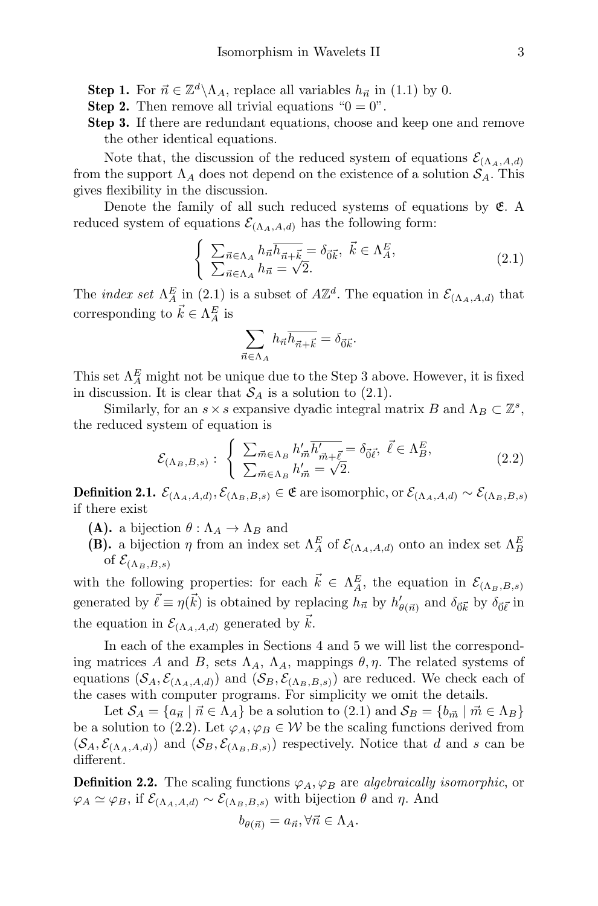**Step 1.** For $\vec{n} \in \mathbb{Z}^d \backslash \Lambda_A$, replace all variables $h_{\vec{n}}$ in (1.1) by 0.

**Step 2.** Then remove all trivial equations "$0 = 0$".

**Step 3.** If there are redundant equations, choose and keep one and remove the other identical equations.

Note that, the discussion of the reduced system of equations $\mathcal{E}_{(\Lambda_A,A,d)}$ from the support $\Lambda_A$ does not depend on the existence of a solution $\mathcal{S}_A$. This gives flexibility in the discussion.

Denote the family of all such reduced systems of equations by $\mathfrak{E}$. A reduced system of equations $\mathcal{E}_{(\Lambda_A,A,d)}$ has the following form:

$$\begin{cases} \sum_{\vec{n}\in\Lambda_A} h_{\vec{n}}\overline{h_{\vec{n}+\vec{k}}} = \delta_{\vec{0}\vec{k}}, \ \vec{k} \in \Lambda_A^E, \\ \sum_{\vec{n}\in\Lambda_A} h_{\vec{n}} = \sqrt{2}. \end{cases} \tag{2.1}$$

The *index set* $\Lambda_A^E$ in (2.1) is a subset of $A\mathbb{Z}^d$. The equation in $\mathcal{E}_{(\Lambda_A,A,d)}$ that corresponding to $\vec{k} \in \Lambda_A^E$ is

$$\sum_{\vec{n}\in\Lambda_A} h_{\vec{n}}\overline{h_{\vec{n}+\vec{k}}} = \delta_{\vec{0}\vec{k}}.$$

This set $\Lambda_A^E$ might not be unique due to the Step 3 above. However, it is fixed in discussion. It is clear that $\mathcal{S}_A$ is a solution to (2.1).

Similarly, for an $s \times s$ expansive dyadic integral matrix $B$ and $\Lambda_B \subset \mathbb{Z}^s$, the reduced system of equation is

$$\mathcal{E}_{(\Lambda_B,B,s)} : \begin{cases} \sum_{\vec{m}\in\Lambda_B} h'_{\vec{m}}\overline{h'_{\vec{m}+\vec{\ell}}} = \delta_{\vec{0}\vec{\ell}}, \ \vec{\ell} \in \Lambda_B^E, \\ \sum_{\vec{m}\in\Lambda_B} h'_{\vec{m}} = \sqrt{2}. \end{cases} \tag{2.2}$$

**Definition 2.1.** $\mathcal{E}_{(\Lambda_A,A,d)}, \mathcal{E}_{(\Lambda_B,B,s)} \in \mathfrak{E}$ are isomorphic, or $\mathcal{E}_{(\Lambda_A,A,d)} \sim \mathcal{E}_{(\Lambda_B,B,s)}$ if there exist

**(A).** a bijection $\theta : \Lambda_A \to \Lambda_B$ and

**(B).** a bijection $\eta$ from an index set $\Lambda_A^E$ of $\mathcal{E}_{(\Lambda_A,A,d)}$ onto an index set $\Lambda_B^E$ of $\mathcal{E}_{(\Lambda_B,B,s)}$

with the following properties: for each $\vec{k} \in \Lambda_A^E$, the equation in $\mathcal{E}_{(\Lambda_B,B,s)}$ generated by $\vec{\ell} \equiv \eta(\vec{k})$ is obtained by replacing $h_{\vec{n}}$ by $h'_{\theta(\vec{n})}$ and $\delta_{\vec{0}\vec{k}}$ by $\delta_{\vec{0}\vec{\ell}}$ in the equation in $\mathcal{E}_{(\Lambda_A,A,d)}$ generated by $\vec{k}$.

In each of the examples in Sections 4 and 5 we will list the corresponding matrices $A$ and $B$, sets $\Lambda_A$, $\Lambda_A$, mappings $\theta, \eta$. The related systems of equations $(\mathcal{S}_A, \mathcal{E}_{(\Lambda_A,A,d)})$ and $(\mathcal{S}_B, \mathcal{E}_{(\Lambda_B,B,s)})$ are reduced. We check each of the cases with computer programs. For simplicity we omit the details.

Let $\mathcal{S}_A = \{a_{\vec{n}} \mid \vec{n} \in \Lambda_A\}$ be a solution to (2.1) and $\mathcal{S}_B = \{b_{\vec{m}} \mid \vec{m} \in \Lambda_B\}$ be a solution to (2.2). Let $\varphi_A, \varphi_B \in \mathcal{W}$ be the scaling functions derived from $(\mathcal{S}_A, \mathcal{E}_{(\Lambda_A,A,d)})$ and $(\mathcal{S}_B, \mathcal{E}_{(\Lambda_B,B,s)})$ respectively. Notice that $d$ and $s$ can be different.

**Definition 2.2.** The scaling functions $\varphi_A, \varphi_B$ are *algebraically isomorphic*, or $\varphi_A \simeq \varphi_B$, if $\mathcal{E}_{(\Lambda_A,A,d)} \sim \mathcal{E}_{(\Lambda_B,B,s)}$ with bijection $\theta$ and $\eta$. And

$$b_{\theta(\vec{n})} = a_{\vec{n}}, \forall \vec{n} \in \Lambda_A.$$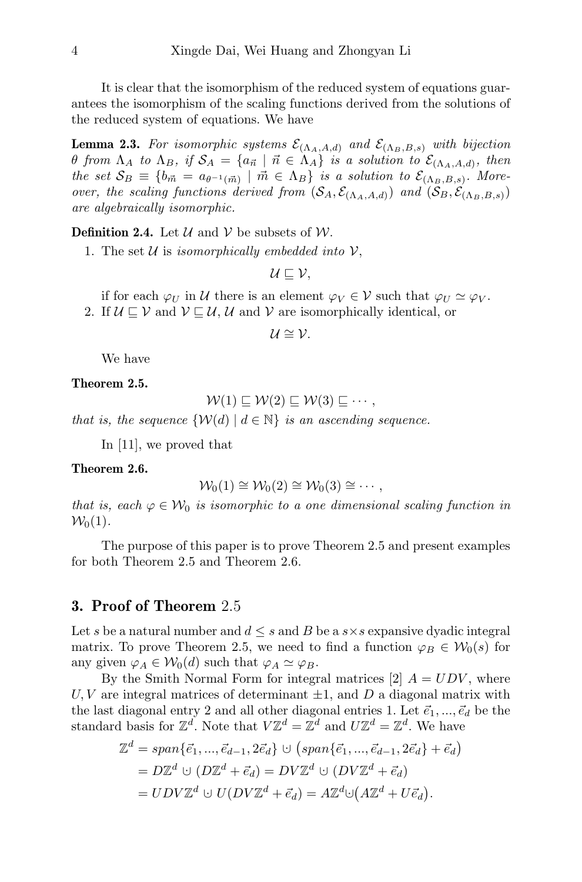It is clear that the isomorphism of the reduced system of equations guarantees the isomorphism of the scaling functions derived from the solutions of the reduced system of equations. We have

**Lemma 2.3.** *For isomorphic systems $\mathcal{E}_{(\Lambda_A,A,d)}$ and $\mathcal{E}_{(\Lambda_B,B,s)}$ with bijection $\theta$ from $\Lambda_A$ to $\Lambda_B$, if $\mathcal{S}_A = \{a_{\vec{n}} \mid \vec{n} \in \Lambda_A\}$ is a solution to $\mathcal{E}_{(\Lambda_A,A,d)}$, then the set $\mathcal{S}_B \equiv \{b_{\vec{m}} = a_{\theta^{-1}(\vec{m})} \mid \vec{m} \in \Lambda_B\}$ is a solution to $\mathcal{E}_{(\Lambda_B,B,s)}$. Moreover, the scaling functions derived from $(\mathcal{S}_A, \mathcal{E}_{(\Lambda_A,A,d)})$ and $(\mathcal{S}_B, \mathcal{E}_{(\Lambda_B,B,s)})$ are algebraically isomorphic.*

**Definition 2.4.** Let $\mathcal{U}$ and $\mathcal{V}$ be subsets of $\mathcal{W}$.

1. The set $\mathcal{U}$ is *isomorphically embedded into* $\mathcal{V}$,
$$\mathcal{U} \sqsubseteq \mathcal{V},$$
if for each $\varphi_U$ in $\mathcal{U}$ there is an element $\varphi_V \in \mathcal{V}$ such that $\varphi_U \simeq \varphi_V$.
2. If $\mathcal{U} \sqsubseteq \mathcal{V}$ and $\mathcal{V} \sqsubseteq \mathcal{U}$, $\mathcal{U}$ and $\mathcal{V}$ are isomorphically identical, or
$$\mathcal{U} \cong \mathcal{V}.$$

We have

**Theorem 2.5.**
$$\mathcal{W}(1) \sqsubseteq \mathcal{W}(2) \sqsubseteq \mathcal{W}(3) \sqsubseteq \cdots,$$
*that is, the sequence $\{\mathcal{W}(d) \mid d \in \mathbb{N}\}$ is an ascending sequence.*

In [11], we proved that

**Theorem 2.6.**
$$\mathcal{W}_0(1) \cong \mathcal{W}_0(2) \cong \mathcal{W}_0(3) \cong \cdots,$$
*that is, each $\varphi \in \mathcal{W}_0$ is isomorphic to a one dimensional scaling function in $\mathcal{W}_0(1)$.*

The purpose of this paper is to prove Theorem 2.5 and present examples for both Theorem 2.5 and Theorem 2.6.

## 3. Proof of Theorem 2.5

Let $s$ be a natural number and $d \leq s$ and $B$ be a $s \times s$ expansive dyadic integral matrix. To prove Theorem 2.5, we need to find a function $\varphi_B \in \mathcal{W}_0(s)$ for any given $\varphi_A \in \mathcal{W}_0(d)$ such that $\varphi_A \simeq \varphi_B$.

By the Smith Normal Form for integral matrices [2] $A = UDV$, where $U, V$ are integral matrices of determinant $\pm 1$, and $D$ a diagonal matrix with the last diagonal entry 2 and all other diagonal entries 1. Let $\vec{e}_1, ..., \vec{e}_d$ be the standard basis for $\mathbb{Z}^d$. Note that $V\mathbb{Z}^d = \mathbb{Z}^d$ and $U\mathbb{Z}^d = \mathbb{Z}^d$. We have

$$\begin{aligned}
\mathbb{Z}^d &= span\{\vec{e}_1, ..., \vec{e}_{d-1}, 2\vec{e}_d\} \cup \big(span\{\vec{e}_1, ..., \vec{e}_{d-1}, 2\vec{e}_d\} + \vec{e}_d\big) \\
&= D\mathbb{Z}^d \cup (D\mathbb{Z}^d + \vec{e}_d) = DV\mathbb{Z}^d \cup (DV\mathbb{Z}^d + \vec{e}_d) \\
&= UDV\mathbb{Z}^d \cup U(DV\mathbb{Z}^d + \vec{e}_d) = A\mathbb{Z}^d \cup \big(A\mathbb{Z}^d + U\vec{e}_d\big).
\end{aligned}$$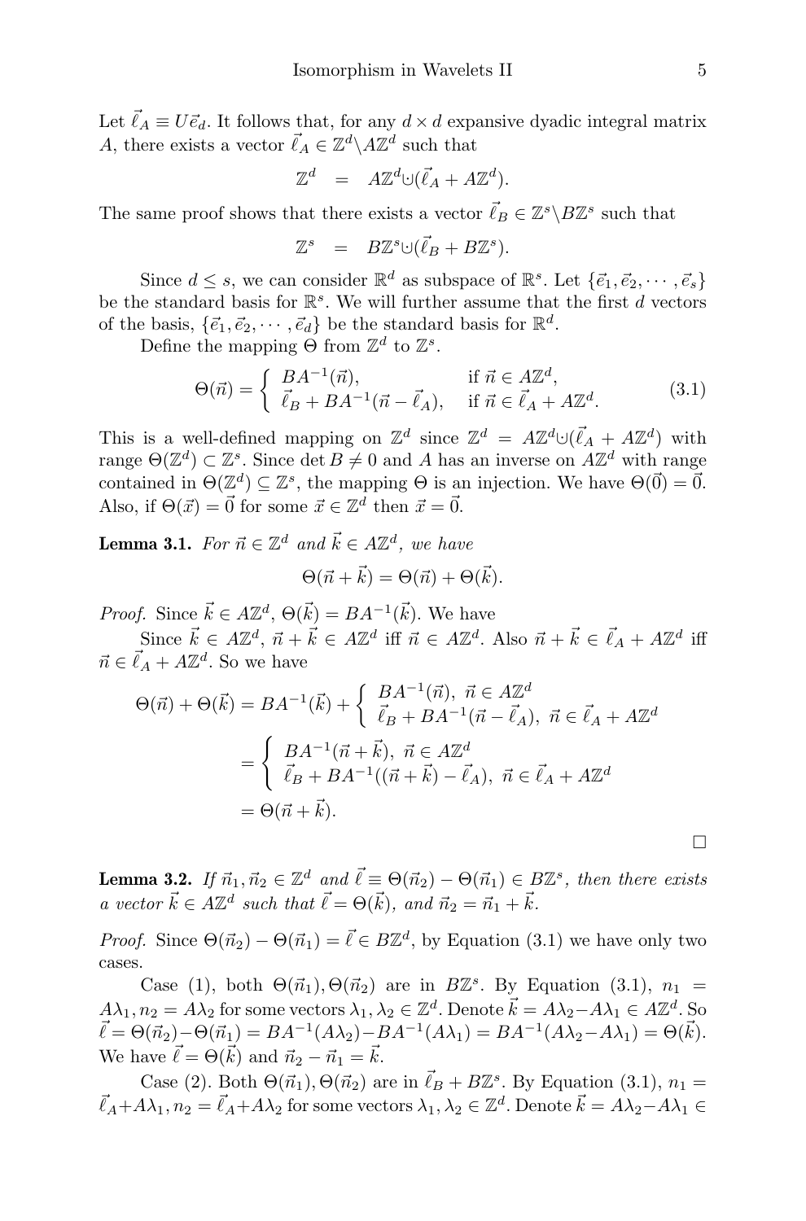Let $\vec{\ell}_A \equiv U\vec{e}_d$. It follows that, for any $d \times d$ expansive dyadic integral matrix $A$, there exists a vector $\vec{\ell}_A \in \mathbb{Z}^d \backslash A\mathbb{Z}^d$ such that

$$\mathbb{Z}^d \quad = \quad A\mathbb{Z}^d \cup (\vec{\ell}_A + A\mathbb{Z}^d).$$

The same proof shows that there exists a vector $\vec{\ell}_B \in \mathbb{Z}^s \backslash B\mathbb{Z}^s$ such that

$$\mathbb{Z}^s \quad = \quad B\mathbb{Z}^s \cup (\vec{\ell}_B + B\mathbb{Z}^s).$$

Since $d \leq s$, we can consider $\mathbb{R}^d$ as subspace of $\mathbb{R}^s$. Let $\{\vec{e}_1, \vec{e}_2, \cdots, \vec{e}_s\}$ be the standard basis for $\mathbb{R}^s$. We will further assume that the first $d$ vectors of the basis, $\{\vec{e}_1, \vec{e}_2, \cdots, \vec{e}_d\}$ be the standard basis for $\mathbb{R}^d$.

Define the mapping $\Theta$ from $\mathbb{Z}^d$ to $\mathbb{Z}^s$.

$$\Theta(\vec{n}) = \begin{cases} BA^{-1}(\vec{n}), & \text{if } \vec{n} \in A\mathbb{Z}^d, \\ \vec{\ell}_B + BA^{-1}(\vec{n} - \vec{\ell}_A), & \text{if } \vec{n} \in \vec{\ell}_A + A\mathbb{Z}^d. \end{cases} \tag{3.1}$$

This is a well-defined mapping on $\mathbb{Z}^d$ since $\mathbb{Z}^d = A\mathbb{Z}^d \cup (\vec{\ell}_A + A\mathbb{Z}^d)$ with range $\Theta(\mathbb{Z}^d) \subset \mathbb{Z}^s$. Since $\det B \neq 0$ and $A$ has an inverse on $A\mathbb{Z}^d$ with range contained in $\Theta(\mathbb{Z}^d) \subseteq \mathbb{Z}^s$, the mapping $\Theta$ is an injection. We have $\Theta(\vec{0}) = \vec{0}$. Also, if $\Theta(\vec{x}) = \vec{0}$ for some $\vec{x} \in \mathbb{Z}^d$ then $\vec{x} = \vec{0}$.

**Lemma 3.1.** *For $\vec{n} \in \mathbb{Z}^d$ and $\vec{k} \in A\mathbb{Z}^d$, we have*

$$\Theta(\vec{n} + \vec{k}) = \Theta(\vec{n}) + \Theta(\vec{k}).$$

*Proof.* Since $\vec{k} \in A\mathbb{Z}^d$, $\Theta(\vec{k}) = BA^{-1}(\vec{k})$. We have

Since $\vec{k} \in A\mathbb{Z}^d$, $\vec{n} + \vec{k} \in A\mathbb{Z}^d$ iff $\vec{n} \in A\mathbb{Z}^d$. Also $\vec{n} + \vec{k} \in \vec{\ell}_A + A\mathbb{Z}^d$ iff $\vec{n} \in \vec{\ell}_A + A\mathbb{Z}^d$. So we have

$$\begin{aligned} \Theta(\vec{n}) + \Theta(\vec{k}) &= BA^{-1}(\vec{k}) + \begin{cases} BA^{-1}(\vec{n}), \ \vec{n} \in A\mathbb{Z}^d \\ \vec{\ell}_B + BA^{-1}(\vec{n} - \vec{\ell}_A), \ \vec{n} \in \vec{\ell}_A + A\mathbb{Z}^d \end{cases} \\ &= \begin{cases} BA^{-1}(\vec{n} + \vec{k}), \ \vec{n} \in A\mathbb{Z}^d \\ \vec{\ell}_B + BA^{-1}((\vec{n} + \vec{k}) - \vec{\ell}_A), \ \vec{n} \in \vec{\ell}_A + A\mathbb{Z}^d \end{cases} \\ &= \Theta(\vec{n} + \vec{k}). \end{aligned}$$

□

**Lemma 3.2.** *If $\vec{n}_1, \vec{n}_2 \in \mathbb{Z}^d$ and $\vec{\ell} \equiv \Theta(\vec{n}_2) - \Theta(\vec{n}_1) \in B\mathbb{Z}^s$, then there exists a vector $\vec{k} \in A\mathbb{Z}^d$ such that $\vec{\ell} = \Theta(\vec{k})$, and $\vec{n}_2 = \vec{n}_1 + \vec{k}$.*

*Proof.* Since $\Theta(\vec{n}_2) - \Theta(\vec{n}_1) = \vec{\ell} \in B\mathbb{Z}^d$, by Equation (3.1) we have only two cases.

Case (1), both $\Theta(\vec{n}_1), \Theta(\vec{n}_2)$ are in $B\mathbb{Z}^s$. By Equation (3.1), $n_1 = A\lambda_1, n_2 = A\lambda_2$ for some vectors $\lambda_1, \lambda_2 \in \mathbb{Z}^d$. Denote $\vec{k} = A\lambda_2 - A\lambda_1 \in A\mathbb{Z}^d$. So $\vec{\ell} = \Theta(\vec{n}_2) - \Theta(\vec{n}_1) = BA^{-1}(A\lambda_2) - BA^{-1}(A\lambda_1) = BA^{-1}(A\lambda_2 - A\lambda_1) = \Theta(\vec{k})$. We have $\vec{\ell} = \Theta(\vec{k})$ and $\vec{n}_2 - \vec{n}_1 = \vec{k}$.

Case (2). Both $\Theta(\vec{n}_1), \Theta(\vec{n}_2)$ are in $\vec{\ell}_B + B\mathbb{Z}^s$. By Equation (3.1), $n_1 = \vec{\ell}_A + A\lambda_1, n_2 = \vec{\ell}_A + A\lambda_2$ for some vectors $\lambda_1, \lambda_2 \in \mathbb{Z}^d$. Denote $\vec{k} = A\lambda_2 - A\lambda_1 \in$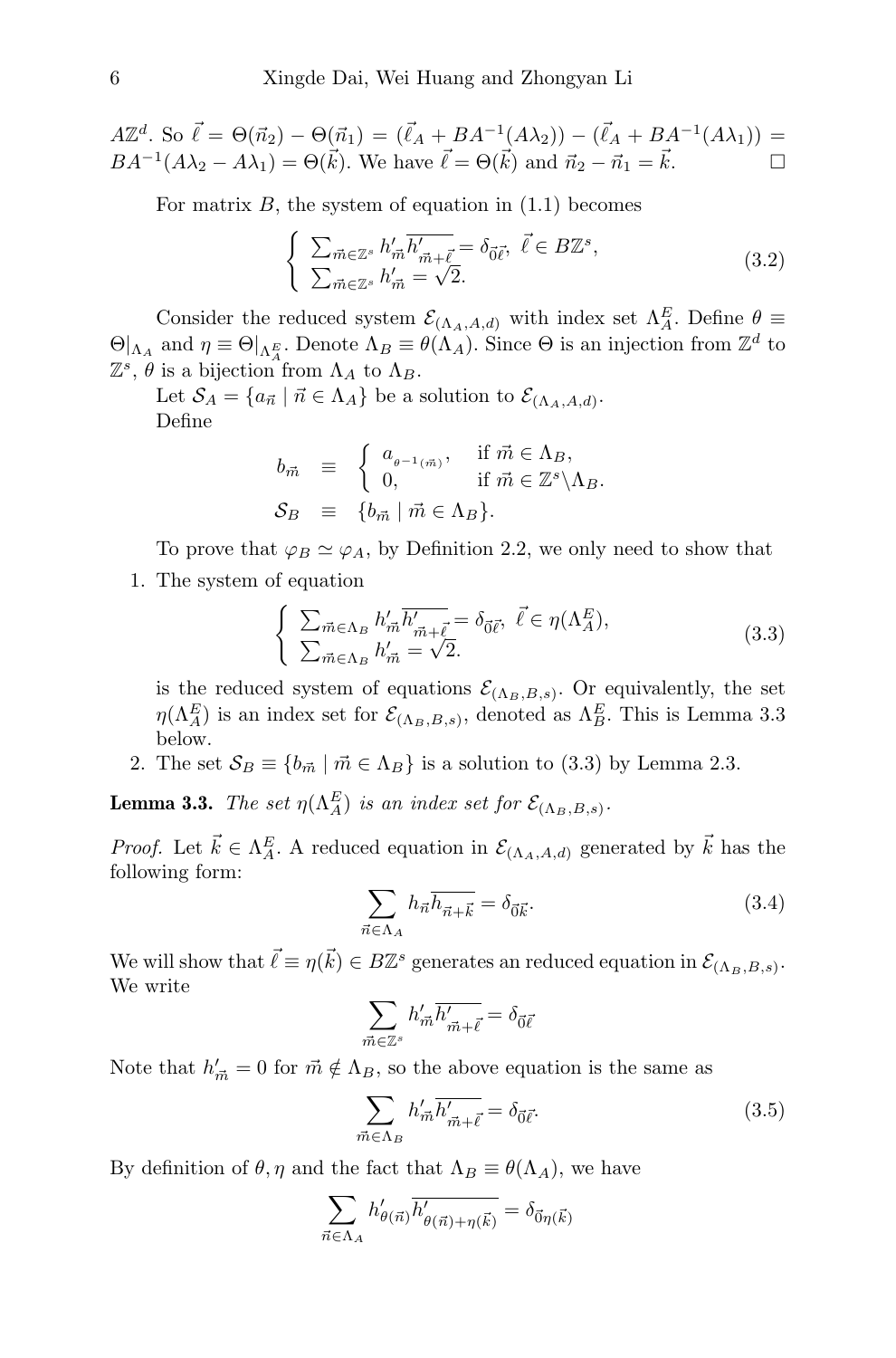$A\mathbb{Z}^d$. So $\vec{\ell} = \Theta(\vec{n}_2) - \Theta(\vec{n}_1) = (\vec{\ell}_A + BA^{-1}(A\lambda_2)) - (\vec{\ell}_A + BA^{-1}(A\lambda_1)) = BA^{-1}(A\lambda_2 - A\lambda_1) = \Theta(\vec{k})$. We have $\vec{\ell} = \Theta(\vec{k})$ and $\vec{n}_2 - \vec{n}_1 = \vec{k}$. $\square$

For matrix $B$, the system of equation in (1.1) becomes

$$\begin{cases} \sum_{\vec{m}\in\mathbb{Z}^s} h'_{\vec{m}}\overline{h'_{\vec{m}+\vec{\ell}}} = \delta_{\vec{0}\vec{\ell}}, \ \vec{\ell} \in B\mathbb{Z}^s, \\ \sum_{\vec{m}\in\mathbb{Z}^s} h'_{\vec{m}} = \sqrt{2}. \end{cases} \tag{3.2}$$

Consider the reduced system $\mathcal{E}_{(\Lambda_A,A,d)}$ with index set $\Lambda_A^E$. Define $\theta \equiv \Theta|_{\Lambda_A}$ and $\eta \equiv \Theta|_{\Lambda_A^E}$. Denote $\Lambda_B \equiv \theta(\Lambda_A)$. Since $\Theta$ is an injection from $\mathbb{Z}^d$ to $\mathbb{Z}^s$, $\theta$ is a bijection from $\Lambda_A$ to $\Lambda_B$.

Let $\mathcal{S}_A = \{a_{\vec{n}} \mid \vec{n} \in \Lambda_A\}$ be a solution to $\mathcal{E}_{(\Lambda_A,A,d)}$.

Define

$$\begin{aligned} b_{\vec{m}} &\equiv \begin{cases} a_{\theta^{-1}(\vec{m})}, & \text{if } \vec{m} \in \Lambda_B, \\ 0, & \text{if } \vec{m} \in \mathbb{Z}^s \backslash \Lambda_B. \end{cases} \\ \mathcal{S}_B &\equiv \{b_{\vec{m}} \mid \vec{m} \in \Lambda_B\}. \end{aligned}$$

To prove that $\varphi_B \simeq \varphi_A$, by Definition 2.2, we only need to show that

1. The system of equation

$$\begin{cases} \sum_{\vec{m}\in\Lambda_B} h'_{\vec{m}}\overline{h'_{\vec{m}+\vec{\ell}}} = \delta_{\vec{0}\vec{\ell}}, \ \vec{\ell} \in \eta(\Lambda_A^E), \\ \sum_{\vec{m}\in\Lambda_B} h'_{\vec{m}} = \sqrt{2}. \end{cases} \tag{3.3}$$

   is the reduced system of equations $\mathcal{E}_{(\Lambda_B,B,s)}$. Or equivalently, the set $\eta(\Lambda_A^E)$ is an index set for $\mathcal{E}_{(\Lambda_B,B,s)}$, denoted as $\Lambda_B^E$. This is Lemma 3.3 below.
2. The set $\mathcal{S}_B \equiv \{b_{\vec{m}} \mid \vec{m} \in \Lambda_B\}$ is a solution to (3.3) by Lemma 2.3.

**Lemma 3.3.** *The set $\eta(\Lambda_A^E)$ is an index set for $\mathcal{E}_{(\Lambda_B,B,s)}$.*

*Proof.* Let $\vec{k} \in \Lambda_A^E$. A reduced equation in $\mathcal{E}_{(\Lambda_A,A,d)}$ generated by $\vec{k}$ has the following form:

$$\sum_{\vec{n}\in\Lambda_A} h_{\vec{n}}\overline{h_{\vec{n}+\vec{k}}} = \delta_{\vec{0}\vec{k}}. \tag{3.4}$$

We will show that $\vec{\ell} \equiv \eta(\vec{k}) \in B\mathbb{Z}^s$ generates an reduced equation in $\mathcal{E}_{(\Lambda_B,B,s)}$. We write

$$\sum_{\vec{m}\in\mathbb{Z}^s} h'_{\vec{m}}\overline{h'_{\vec{m}+\vec{\ell}}} = \delta_{\vec{0}\vec{\ell}}$$

Note that $h'_{\vec{m}} = 0$ for $\vec{m} \notin \Lambda_B$, so the above equation is the same as

$$\sum_{\vec{m}\in\Lambda_B} h'_{\vec{m}}\overline{h'_{\vec{m}+\vec{\ell}}} = \delta_{\vec{0}\vec{\ell}}. \tag{3.5}$$

By definition of $\theta, \eta$ and the fact that $\Lambda_B \equiv \theta(\Lambda_A)$, we have

$$\sum_{\vec{n}\in\Lambda_A} h'_{\theta(\vec{n})}\overline{h'_{\theta(\vec{n})+\eta(\vec{k})}} = \delta_{\vec{0}\eta(\vec{k})}$$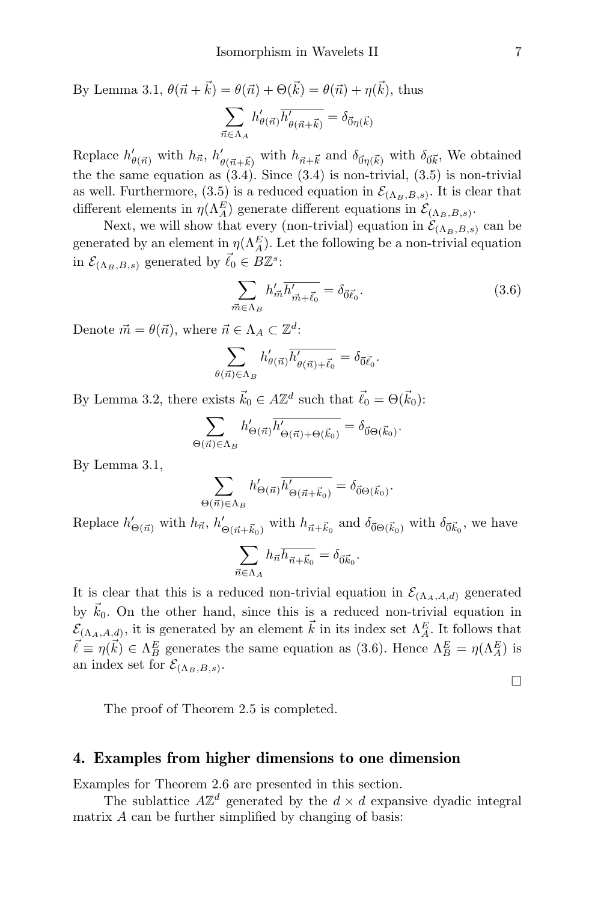By Lemma 3.1, $\theta(\vec{n}+\vec{k}) = \theta(\vec{n}) + \Theta(\vec{k}) = \theta(\vec{n}) + \eta(\vec{k})$, thus

$$\sum_{\vec{n}\in\Lambda_A} h'_{\theta(\vec{n})}\overline{h'_{\theta(\vec{n}+\vec{k})}} = \delta_{\vec{0}\eta(\vec{k})}$$

Replace $h'_{\theta(\vec{n})}$ with $h_{\vec{n}}$, $h'_{\theta(\vec{n}+\vec{k})}$ with $h_{\vec{n}+\vec{k}}$ and $\delta_{\vec{0}\eta(\vec{k})}$ with $\delta_{\vec{0}\vec{k}}$, We obtained the the same equation as (3.4). Since (3.4) is non-trivial, (3.5) is non-trivial as well. Furthermore, (3.5) is a reduced equation in $\mathcal{E}_{(\Lambda_B,B,s)}$. It is clear that different elements in $\eta(\Lambda_A^E)$ generate different equations in $\mathcal{E}_{(\Lambda_B,B,s)}$.

Next, we will show that every (non-trivial) equation in $\mathcal{E}_{(\Lambda_B,B,s)}$ can be generated by an element in $\eta(\Lambda_A^E)$. Let the following be a non-trivial equation in $\mathcal{E}_{(\Lambda_B,B,s)}$ generated by $\vec{\ell}_0 \in B\mathbb{Z}^s$:

$$\sum_{\vec{m}\in\Lambda_B} h'_{\vec{m}}\overline{h'_{\vec{m}+\vec{\ell}_0}} = \delta_{\vec{0}\vec{\ell}_0}. \tag{3.6}$$

Denote $\vec{m} = \theta(\vec{n})$, where $\vec{n} \in \Lambda_A \subset \mathbb{Z}^d$:

$$\sum_{\theta(\vec{n})\in\Lambda_B} h'_{\theta(\vec{n})}\overline{h'_{\theta(\vec{n})+\vec{\ell}_0}} = \delta_{\vec{0}\vec{\ell}_0}.$$

By Lemma 3.2, there exists $\vec{k}_0 \in A\mathbb{Z}^d$ such that $\vec{\ell}_0 = \Theta(\vec{k}_0)$:

$$\sum_{\Theta(\vec{n})\in\Lambda_B} h'_{\Theta(\vec{n})}\overline{h'_{\Theta(\vec{n})+\Theta(\vec{k}_0)}} = \delta_{\vec{0}\Theta(\vec{k}_0)}.$$

By Lemma 3.1,

$$\sum_{\Theta(\vec{n})\in\Lambda_B} h'_{\Theta(\vec{n})}\overline{h'_{\Theta(\vec{n}+\vec{k}_0)}} = \delta_{\vec{0}\Theta(\vec{k}_0)}.$$

Replace $h'_{\Theta(\vec{n})}$ with $h_{\vec{n}}$, $h'_{\Theta(\vec{n}+\vec{k}_0)}$ with $h_{\vec{n}+\vec{k}_0}$ and $\delta_{\vec{0}\Theta(\vec{k}_0)}$ with $\delta_{\vec{0}\vec{k}_0}$, we have

$$\sum_{\vec{n}\in\Lambda_A} h_{\vec{n}}\overline{h_{\vec{n}+\vec{k}_0}} = \delta_{\vec{0}\vec{k}_0}.$$

It is clear that this is a reduced non-trivial equation in $\mathcal{E}_{(\Lambda_A,A,d)}$ generated by $\vec{k}_0$. On the other hand, since this is a reduced non-trivial equation in $\mathcal{E}_{(\Lambda_A,A,d)}$, it is generated by an element $\vec{k}$ in its index set $\Lambda_A^E$. It follows that $\vec{\ell} \equiv \eta(\vec{k}) \in \Lambda_B^E$ generates the same equation as (3.6). Hence $\Lambda_B^E = \eta(\Lambda_A^E)$ is an index set for $\mathcal{E}_{(\Lambda_B,B,s)}$.

□

The proof of Theorem 2.5 is completed.

## 4. Examples from higher dimensions to one dimension

Examples for Theorem 2.6 are presented in this section.

The sublattice $A\mathbb{Z}^d$ generated by the $d \times d$ expansive dyadic integral matrix $A$ can be further simplified by changing of basis: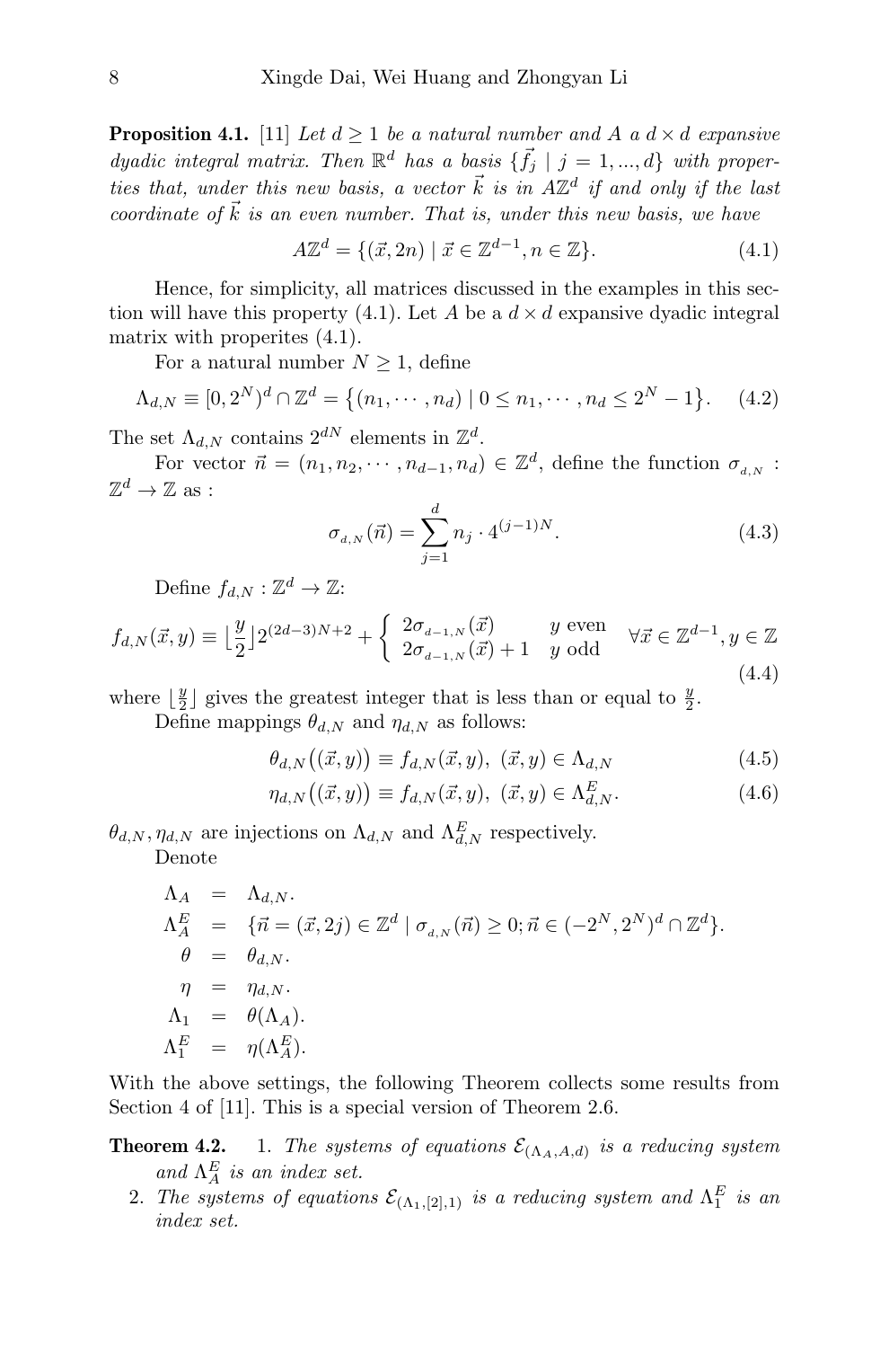**Proposition 4.1.** [11] *Let $d \geq 1$ be a natural number and $A$ a $d \times d$ expansive dyadic integral matrix. Then $\mathbb{R}^d$ has a basis $\{\vec{f}_j \mid j = 1, ..., d\}$ with properties that, under this new basis, a vector $\vec{k}$ is in $A\mathbb{Z}^d$ if and only if the last coordinate of $\vec{k}$ is an even number. That is, under this new basis, we have*

$$A\mathbb{Z}^d = \{(\vec{x}, 2n) \mid \vec{x} \in \mathbb{Z}^{d-1}, n \in \mathbb{Z}\}. \tag{4.1}$$

Hence, for simplicity, all matrices discussed in the examples in this section will have this property (4.1). Let $A$ be a $d \times d$ expansive dyadic integral matrix with properites (4.1).

For a natural number $N \geq 1$, define

$$\Lambda_{d,N} \equiv [0, 2^N)^d \cap \mathbb{Z}^d = \{(n_1, \cdots, n_d) \mid 0 \leq n_1, \cdots, n_d \leq 2^N - 1\}. \tag{4.2}$$

The set $\Lambda_{d,N}$ contains $2^{dN}$ elements in $\mathbb{Z}^d$.

For vector $\vec{n} = (n_1, n_2, \cdots, n_{d-1}, n_d) \in \mathbb{Z}^d$, define the function $\sigma_{d,N} : \mathbb{Z}^d \to \mathbb{Z}$ as :

$$\sigma_{d,N}(\vec{n}) = \sum_{j=1}^{d} n_j \cdot 4^{(j-1)N}. \tag{4.3}$$

Define $f_{d,N} : \mathbb{Z}^d \to \mathbb{Z}$:

$$f_{d,N}(\vec{x}, y) \equiv \lfloor \frac{y}{2} \rfloor 2^{(2d-3)N+2} + \begin{cases} 2\sigma_{d-1,N}(\vec{x}) & y \text{ even} \\ 2\sigma_{d-1,N}(\vec{x}) + 1 & y \text{ odd} \end{cases} \quad \forall \vec{x} \in \mathbb{Z}^{d-1}, y \in \mathbb{Z} \tag{4.4}$$

where $\lfloor \frac{y}{2} \rfloor$ gives the greatest integer that is less than or equal to $\frac{y}{2}$.

Define mappings $\theta_{d,N}$ and $\eta_{d,N}$ as follows:

$$\theta_{d,N}\big((\vec{x}, y)\big) \equiv f_{d,N}(\vec{x}, y), \ (\vec{x}, y) \in \Lambda_{d,N} \tag{4.5}$$

$$\eta_{d,N}\big((\vec{x}, y)\big) \equiv f_{d,N}(\vec{x}, y), \ (\vec{x}, y) \in \Lambda^E_{d,N}. \tag{4.6}$$

$\theta_{d,N}, \eta_{d,N}$ are injections on $\Lambda_{d,N}$ and $\Lambda^E_{d,N}$ respectively.

Denote

$$\begin{aligned}
\Lambda_A &= \Lambda_{d,N}. \\
\Lambda^E_A &= \{\vec{n} = (\vec{x}, 2j) \in \mathbb{Z}^d \mid \sigma_{d,N}(\vec{n}) \geq 0; \vec{n} \in (-2^N, 2^N)^d \cap \mathbb{Z}^d\}. \\
\theta &= \theta_{d,N}. \\
\eta &= \eta_{d,N}. \\
\Lambda_1 &= \theta(\Lambda_A). \\
\Lambda^E_1 &= \eta(\Lambda^E_A).
\end{aligned}$$

With the above settings, the following Theorem collects some results from Section 4 of [11]. This is a special version of Theorem 2.6.

**Theorem 4.2.**
1. *The systems of equations $\mathcal{E}_{(\Lambda_A, A, d)}$ is a reducing system and $\Lambda^E_A$ is an index set.*
2. *The systems of equations $\mathcal{E}_{(\Lambda_1, [2], 1)}$ is a reducing system and $\Lambda^E_1$ is an index set.*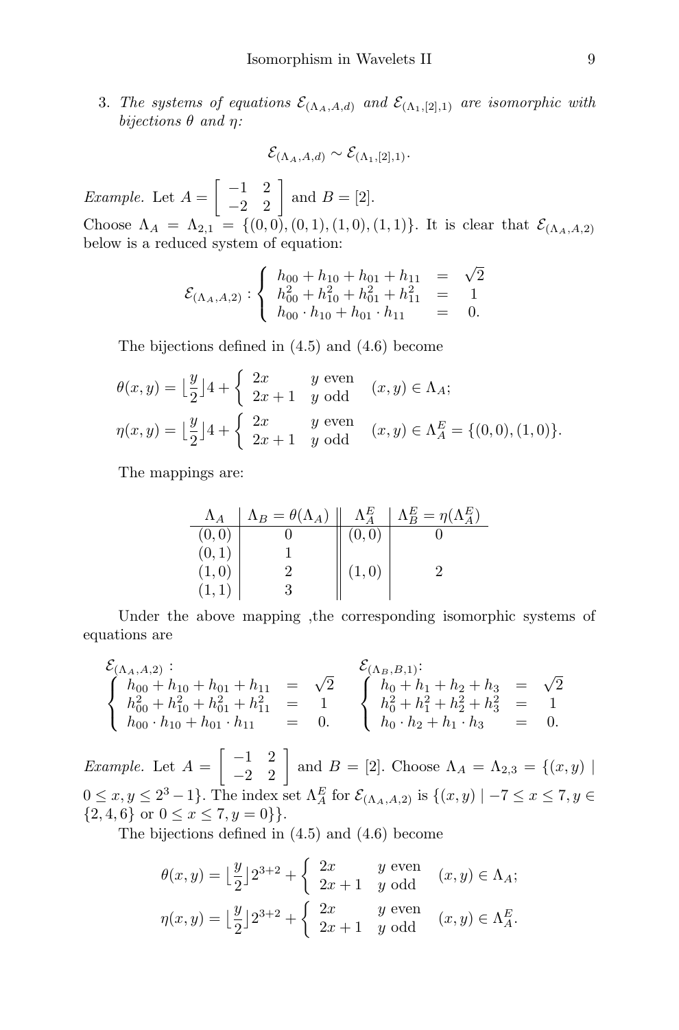3. *The systems of equations $\mathcal{E}_{(\Lambda_A,A,d)}$ and $\mathcal{E}_{(\Lambda_1,[2],1)}$ are isomorphic with bijections $\theta$ and $\eta$:*

$$\mathcal{E}_{(\Lambda_A,A,d)} \sim \mathcal{E}_{(\Lambda_1,[2],1)}.$$

*Example.* Let $A = \begin{bmatrix} -1 & 2 \\ -2 & 2 \end{bmatrix}$ and $B = [2]$.
Choose $\Lambda_A = \Lambda_{2,1} = \{(0,0),(0,1),(1,0),(1,1)\}$. It is clear that $\mathcal{E}_{(\Lambda_A,A,2)}$ below is a reduced system of equation:

$$\mathcal{E}_{(\Lambda_A,A,2)} : \begin{cases} h_{00} + h_{10} + h_{01} + h_{11} &= \sqrt{2} \\ h_{00}^2 + h_{10}^2 + h_{01}^2 + h_{11}^2 &= 1 \\ h_{00} \cdot h_{10} + h_{01} \cdot h_{11} &= 0. \end{cases}$$

The bijections defined in (4.5) and (4.6) become

$$\theta(x,y) = \lfloor \frac{y}{2} \rfloor 4 + \begin{cases} 2x & y \text{ even} \\ 2x+1 & y \text{ odd} \end{cases} \quad (x,y) \in \Lambda_A;$$

$$\eta(x,y) = \lfloor \frac{y}{2} \rfloor 4 + \begin{cases} 2x & y \text{ even} \\ 2x+1 & y \text{ odd} \end{cases} \quad (x,y) \in \Lambda_A^E = \{(0,0),(1,0)\}.$$

The mappings are:

| $\Lambda_A$ | $\Lambda_B = \theta(\Lambda_A)$ | $\Lambda_A^E$ | $\Lambda_B^E = \eta(\Lambda_A^E)$ |
|---|---|---|---|
| $(0,0)$ | 0 | $(0,0)$ | 0 |
| $(0,1)$ | 1 | | |
| $(1,0)$ | 2 | $(1,0)$ | 2 |
| $(1,1)$ | 3 | | |

Under the above mapping ,the corresponding isomorphic systems of equations are

$\mathcal{E}_{(\Lambda_A,A,2)}$ :

$$\begin{cases} h_{00} + h_{10} + h_{01} + h_{11} &= \sqrt{2} \\ h_{00}^2 + h_{10}^2 + h_{01}^2 + h_{11}^2 &= 1 \\ h_{00} \cdot h_{10} + h_{01} \cdot h_{11} &= 0. \end{cases}$$

$\mathcal{E}_{(\Lambda_B,B,1)}$:

$$\begin{cases} h_0 + h_1 + h_2 + h_3 &= \sqrt{2} \\ h_0^2 + h_1^2 + h_2^2 + h_3^2 &= 1 \\ h_0 \cdot h_2 + h_1 \cdot h_3 &= 0. \end{cases}$$

*Example.* Let $A = \begin{bmatrix} -1 & 2 \\ -2 & 2 \end{bmatrix}$ and $B = [2]$. Choose $\Lambda_A = \Lambda_{2,3} = \{(x,y) \mid 0 \le x, y \le 2^3 - 1\}$. The index set $\Lambda_A^E$ for $\mathcal{E}_{(\Lambda_A,A,2)}$ is $\{(x,y) \mid -7 \le x \le 7, y \in \{2,4,6\} \text{ or } 0 \le x \le 7, y = 0\}\}$.

The bijections defined in (4.5) and (4.6) become

$$\theta(x,y) = \lfloor \frac{y}{2} \rfloor 2^{3+2} + \begin{cases} 2x & y \text{ even} \\ 2x+1 & y \text{ odd} \end{cases} \quad (x,y) \in \Lambda_A;$$

$$\eta(x,y) = \lfloor \frac{y}{2} \rfloor 2^{3+2} + \begin{cases} 2x & y \text{ even} \\ 2x+1 & y \text{ odd} \end{cases} \quad (x,y) \in \Lambda_A^E.$$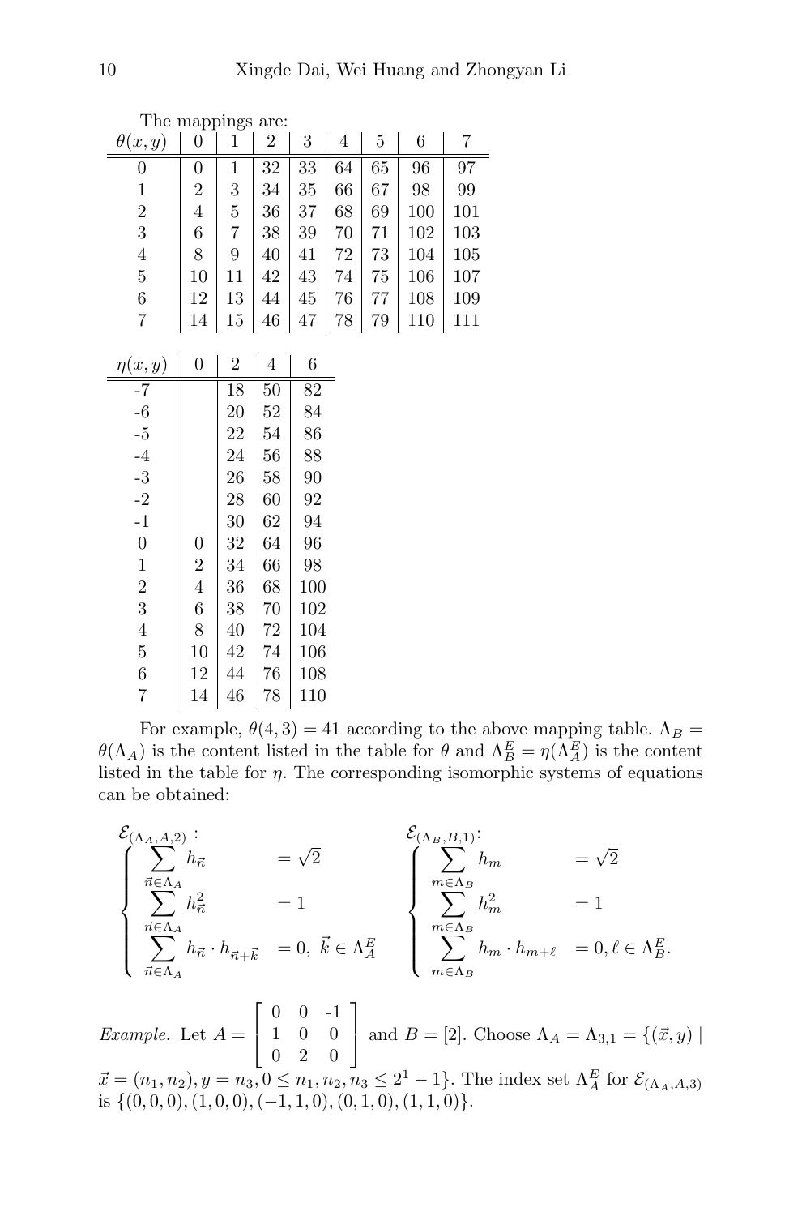The mappings are:

| $\theta(x,y)$ | 0 | 1 | 2 | 3 | 4 | 5 | 6 | 7 |
|---|---|---|---|---|---|---|---|---|
| 0 | 0 | 1 | 32 | 33 | 64 | 65 | 96 | 97 |
| 1 | 2 | 3 | 34 | 35 | 66 | 67 | 98 | 99 |
| 2 | 4 | 5 | 36 | 37 | 68 | 69 | 100 | 101 |
| 3 | 6 | 7 | 38 | 39 | 70 | 71 | 102 | 103 |
| 4 | 8 | 9 | 40 | 41 | 72 | 73 | 104 | 105 |
| 5 | 10 | 11 | 42 | 43 | 74 | 75 | 106 | 107 |
| 6 | 12 | 13 | 44 | 45 | 76 | 77 | 108 | 109 |
| 7 | 14 | 15 | 46 | 47 | 78 | 79 | 110 | 111 |

| $\eta(x,y)$ | 0 | 2 | 4 | 6 |
|---|---|---|---|---|
| -7 | | 18 | 50 | 82 |
| -6 | | 20 | 52 | 84 |
| -5 | | 22 | 54 | 86 |
| -4 | | 24 | 56 | 88 |
| -3 | | 26 | 58 | 90 |
| -2 | | 28 | 60 | 92 |
| -1 | | 30 | 62 | 94 |
| 0 | 0 | 32 | 64 | 96 |
| 1 | 2 | 34 | 66 | 98 |
| 2 | 4 | 36 | 68 | 100 |
| 3 | 6 | 38 | 70 | 102 |
| 4 | 8 | 40 | 72 | 104 |
| 5 | 10 | 42 | 74 | 106 |
| 6 | 12 | 44 | 76 | 108 |
| 7 | 14 | 46 | 78 | 110 |

For example, $\theta(4,3) = 41$ according to the above mapping table. $\Lambda_B = \theta(\Lambda_A)$ is the content listed in the table for $\theta$ and $\Lambda_B^E = \eta(\Lambda_A^E)$ is the content listed in the table for $\eta$. The corresponding isomorphic systems of equations can be obtained:

$$\mathcal{E}_{(\Lambda_A,A,2)}: \left\{\begin{array}{ll} \sum\limits_{\vec{n}\in\Lambda_A} h_{\vec{n}} & = \sqrt{2} \\ \sum\limits_{\vec{n}\in\Lambda_A} h_{\vec{n}}^2 & = 1 \\ \sum\limits_{\vec{n}\in\Lambda_A} h_{\vec{n}}\cdot h_{\vec{n}+\vec{k}} & = 0,\ \vec{k}\in\Lambda_A^E \end{array}\right. \qquad \mathcal{E}_{(\Lambda_B,B,1)}: \left\{\begin{array}{ll} \sum\limits_{m\in\Lambda_B} h_m & = \sqrt{2} \\ \sum\limits_{m\in\Lambda_B} h_m^2 & = 1 \\ \sum\limits_{m\in\Lambda_B} h_m\cdot h_{m+\ell} & = 0, \ell\in\Lambda_B^E. \end{array}\right.$$

*Example.* Let $A = \begin{bmatrix} 0 & 0 & -1 \\ 1 & 0 & 0 \\ 0 & 2 & 0 \end{bmatrix}$ and $B = [2]$. Choose $\Lambda_A = \Lambda_{3,1} = \{(\vec{x}, y) \mid \vec{x} = (n_1, n_2), y = n_3, 0 \le n_1, n_2, n_3 \le 2^1 - 1\}$. The index set $\Lambda_A^E$ for $\mathcal{E}_{(\Lambda_A,A,3)}$ is $\{(0,0,0), (1,0,0), (-1,1,0), (0,1,0), (1,1,0)\}$.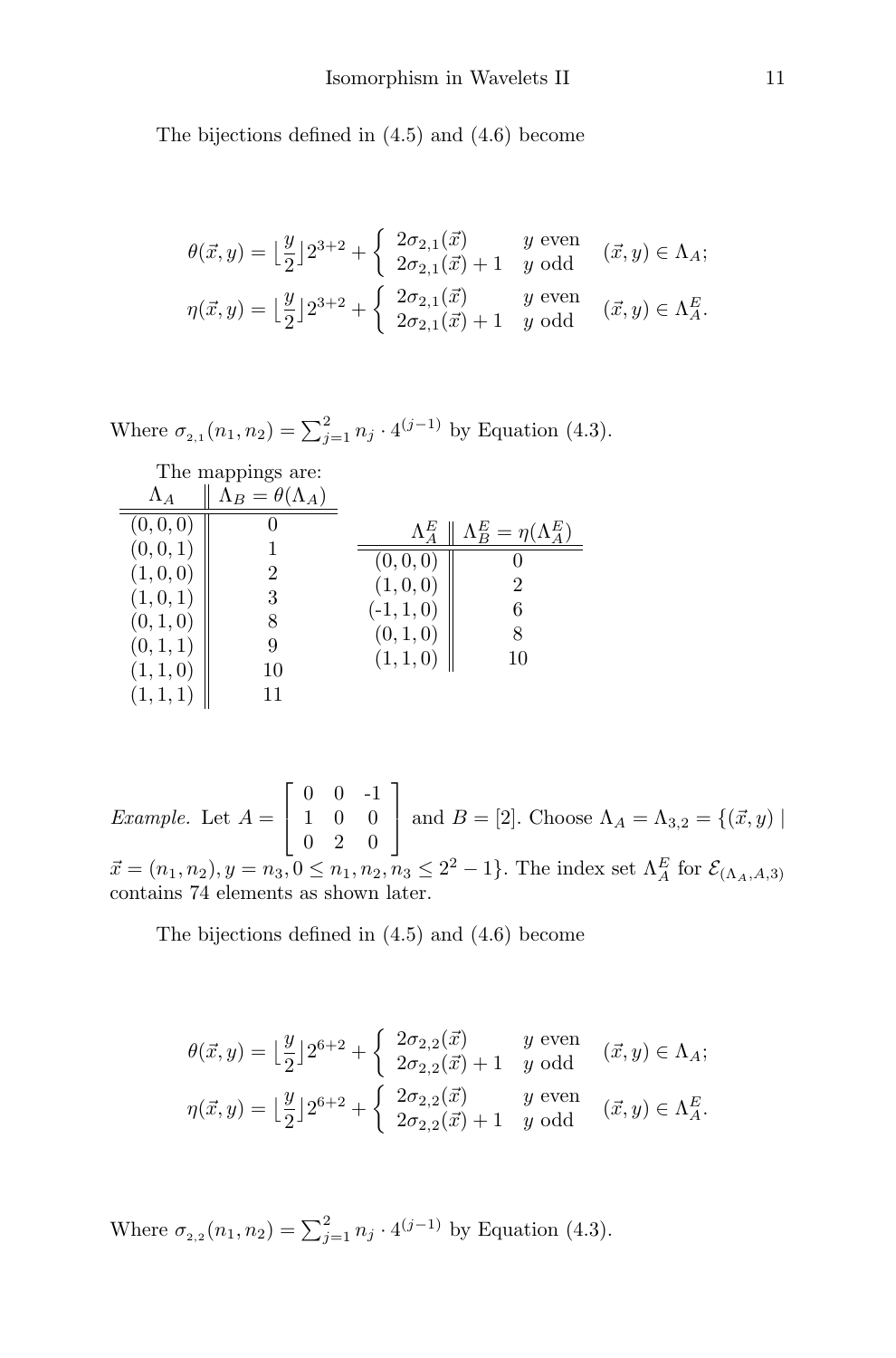The bijections defined in (4.5) and (4.6) become

$$\theta(\vec{x},y) = \lfloor \frac{y}{2} \rfloor 2^{3+2} + \begin{cases} 2\sigma_{2,1}(\vec{x}) & y \text{ even} \\ 2\sigma_{2,1}(\vec{x})+1 & y \text{ odd} \end{cases} \quad (\vec{x},y) \in \Lambda_A;$$

$$\eta(\vec{x},y) = \lfloor \frac{y}{2} \rfloor 2^{3+2} + \begin{cases} 2\sigma_{2,1}(\vec{x}) & y \text{ even} \\ 2\sigma_{2,1}(\vec{x})+1 & y \text{ odd} \end{cases} \quad (\vec{x},y) \in \Lambda_A^E.$$

Where $\sigma_{2,1}(n_1,n_2) = \sum_{j=1}^{2} n_j \cdot 4^{(j-1)}$ by Equation (4.3).

The mappings are:

| $\Lambda_A$ | $\Lambda_B = \theta(\Lambda_A)$ |
|---|---|
| (0, 0, 0) | 0 |
| (0, 0, 1) | 1 |
| (1, 0, 0) | 2 |
| (1, 0, 1) | 3 |
| (0, 1, 0) | 8 |
| (0, 1, 1) | 9 |
| (1, 1, 0) | 10 |
| (1, 1, 1) | 11 |

| $\Lambda_A^E$ | $\Lambda_B^E = \eta(\Lambda_A^E)$ |
|---|---|
| (0, 0, 0) | 0 |
| (1, 0, 0) | 2 |
| (-1, 1, 0) | 6 |
| (0, 1, 0) | 8 |
| (1, 1, 0) | 10 |

*Example.* Let $A = \begin{bmatrix} 0 & 0 & -1 \\ 1 & 0 & 0 \\ 0 & 2 & 0 \end{bmatrix}$ and $B = [2]$. Choose $\Lambda_A = \Lambda_{3,2} = \{(\vec{x},y) \mid \vec{x} = (n_1,n_2), y = n_3, 0 \leq n_1,n_2,n_3 \leq 2^2-1\}$. The index set $\Lambda_A^E$ for $\mathcal{E}_{(\Lambda_A,A,3)}$ contains 74 elements as shown later.

The bijections defined in (4.5) and (4.6) become

$$\theta(\vec{x},y) = \lfloor \frac{y}{2} \rfloor 2^{6+2} + \begin{cases} 2\sigma_{2,2}(\vec{x}) & y \text{ even} \\ 2\sigma_{2,2}(\vec{x})+1 & y \text{ odd} \end{cases} \quad (\vec{x},y) \in \Lambda_A;$$

$$\eta(\vec{x},y) = \lfloor \frac{y}{2} \rfloor 2^{6+2} + \begin{cases} 2\sigma_{2,2}(\vec{x}) & y \text{ even} \\ 2\sigma_{2,2}(\vec{x})+1 & y \text{ odd} \end{cases} \quad (\vec{x},y) \in \Lambda_A^E.$$

Where $\sigma_{2,2}(n_1,n_2) = \sum_{j=1}^{2} n_j \cdot 4^{(j-1)}$ by Equation (4.3).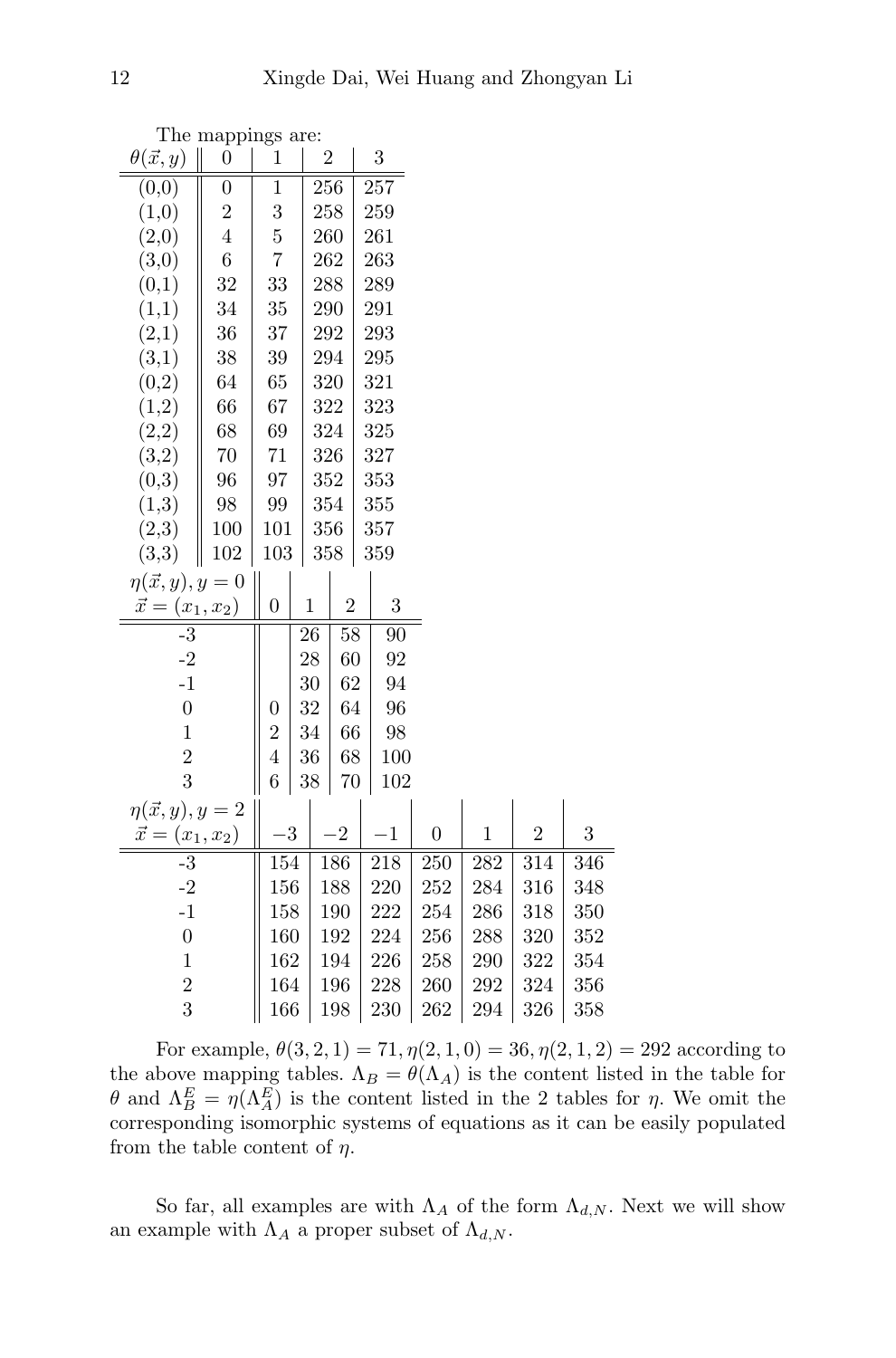The mappings are:

| $\theta(\vec{x}, y)$ | 0 | 1 | 2 | 3 |
|---|---|---|---|---|
| (0,0) | 0 | 1 | 256 | 257 |
| (1,0) | 2 | 3 | 258 | 259 |
| (2,0) | 4 | 5 | 260 | 261 |
| (3,0) | 6 | 7 | 262 | 263 |
| (0,1) | 32 | 33 | 288 | 289 |
| (1,1) | 34 | 35 | 290 | 291 |
| (2,1) | 36 | 37 | 292 | 293 |
| (3,1) | 38 | 39 | 294 | 295 |
| (0,2) | 64 | 65 | 320 | 321 |
| (1,2) | 66 | 67 | 322 | 323 |
| (2,2) | 68 | 69 | 324 | 325 |
| (3,2) | 70 | 71 | 326 | 327 |
| (0,3) | 96 | 97 | 352 | 353 |
| (1,3) | 98 | 99 | 354 | 355 |
| (2,3) | 100 | 101 | 356 | 357 |
| (3,3) | 102 | 103 | 358 | 359 |

| $\eta(\vec{x}, y), y = 0$ <br> $\vec{x} = (x_1, x_2)$ | 0 | 1 | 2 | 3 |
|---|---|---|---|---|
| -3 | | 26 | 58 | 90 |
| -2 | | 28 | 60 | 92 |
| -1 | | 30 | 62 | 94 |
| 0 | 0 | 32 | 64 | 96 |
| 1 | 2 | 34 | 66 | 98 |
| 2 | 4 | 36 | 68 | 100 |
| 3 | 6 | 38 | 70 | 102 |

| $\eta(\vec{x}, y), y = 2$ <br> $\vec{x} = (x_1, x_2)$ | $-3$ | $-2$ | $-1$ | 0 | 1 | 2 | 3 |
|---|---|---|---|---|---|---|---|
| -3 | 154 | 186 | 218 | 250 | 282 | 314 | 346 |
| -2 | 156 | 188 | 220 | 252 | 284 | 316 | 348 |
| -1 | 158 | 190 | 222 | 254 | 286 | 318 | 350 |
| 0 | 160 | 192 | 224 | 256 | 288 | 320 | 352 |
| 1 | 162 | 194 | 226 | 258 | 290 | 322 | 354 |
| 2 | 164 | 196 | 228 | 260 | 292 | 324 | 356 |
| 3 | 166 | 198 | 230 | 262 | 294 | 326 | 358 |

For example, $\theta(3, 2, 1) = 71, \eta(2, 1, 0) = 36, \eta(2, 1, 2) = 292$ according to the above mapping tables. $\Lambda_B = \theta(\Lambda_A)$ is the content listed in the table for $\theta$ and $\Lambda_B^E = \eta(\Lambda_A^E)$ is the content listed in the 2 tables for $\eta$. We omit the corresponding isomorphic systems of equations as it can be easily populated from the table content of $\eta$.

So far, all examples are with $\Lambda_A$ of the form $\Lambda_{d,N}$. Next we will show an example with $\Lambda_A$ a proper subset of $\Lambda_{d,N}$.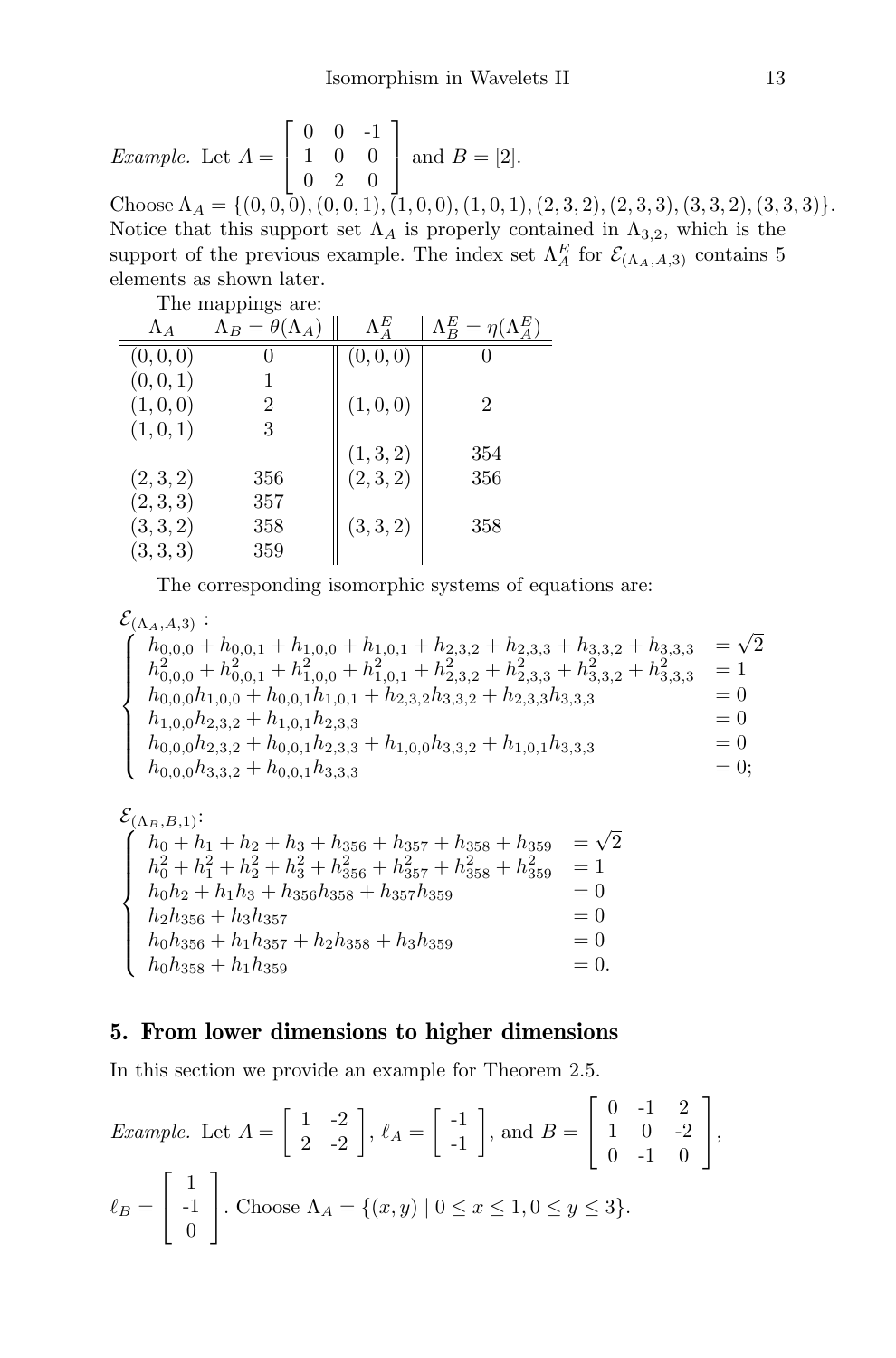*Example.* Let $A = \begin{bmatrix} 0 & 0 & \text{-}1 \\ 1 & 0 & 0 \\ 0 & 2 & 0 \end{bmatrix}$ and $B = [2]$.

Choose $\Lambda_A = \{(0,0,0),(0,0,1),(1,0,0),(1,0,1),(2,3,2),(2,3,3),(3,3,2),(3,3,3)\}$. Notice that this support set $\Lambda_A$ is properly contained in $\Lambda_{3,2}$, which is the support of the previous example. The index set $\Lambda_A^E$ for $\mathcal{E}_{(\Lambda_A,A,3)}$ contains 5 elements as shown later.

The mappings are:

| $\Lambda_A$ | $\Lambda_B = \theta(\Lambda_A)$ | $\Lambda_A^E$ | $\Lambda_B^E = \eta(\Lambda_A^E)$ |
|---|---|---|---|
| $(0,0,0)$ | 0 | $(0,0,0)$ | 0 |
| $(0,0,1)$ | 1 | | |
| $(1,0,0)$ | 2 | $(1,0,0)$ | 2 |
| $(1,0,1)$ | 3 | | |
| | | $(1,3,2)$ | 354 |
| $(2,3,2)$ | 356 | $(2,3,2)$ | 356 |
| $(2,3,3)$ | 357 | | |
| $(3,3,2)$ | 358 | $(3,3,2)$ | 358 |
| $(3,3,3)$ | 359 | | |

The corresponding isomorphic systems of equations are:

$\mathcal{E}_{(\Lambda_A,A,3)}$ :

$$\begin{cases} h_{0,0,0}+h_{0,0,1}+h_{1,0,0}+h_{1,0,1}+h_{2,3,2}+h_{2,3,3}+h_{3,3,2}+h_{3,3,3} &= \sqrt{2} \\ h_{0,0,0}^2+h_{0,0,1}^2+h_{1,0,0}^2+h_{1,0,1}^2+h_{2,3,2}^2+h_{2,3,3}^2+h_{3,3,2}^2+h_{3,3,3}^2 &= 1 \\ h_{0,0,0}h_{1,0,0}+h_{0,0,1}h_{1,0,1}+h_{2,3,2}h_{3,3,2}+h_{2,3,3}h_{3,3,3} &= 0 \\ h_{1,0,0}h_{2,3,2}+h_{1,0,1}h_{2,3,3} &= 0 \\ h_{0,0,0}h_{2,3,2}+h_{0,0,1}h_{2,3,3}+h_{1,0,0}h_{3,3,2}+h_{1,0,1}h_{3,3,3} &= 0 \\ h_{0,0,0}h_{3,3,2}+h_{0,0,1}h_{3,3,3} &= 0; \end{cases}$$

$\mathcal{E}_{(\Lambda_B,B,1)}$:

$$\begin{cases} h_0+h_1+h_2+h_3+h_{356}+h_{357}+h_{358}+h_{359} &= \sqrt{2} \\ h_0^2+h_1^2+h_2^2+h_3^2+h_{356}^2+h_{357}^2+h_{358}^2+h_{359}^2 &= 1 \\ h_0h_2+h_1h_3+h_{356}h_{358}+h_{357}h_{359} &= 0 \\ h_2h_{356}+h_3h_{357} &= 0 \\ h_0h_{356}+h_1h_{357}+h_2h_{358}+h_3h_{359} &= 0 \\ h_0h_{358}+h_1h_{359} &= 0. \end{cases}$$

## 5. From lower dimensions to higher dimensions

In this section we provide an example for Theorem 2.5.

*Example.* Let $A = \begin{bmatrix} 1 & \text{-}2 \\ 2 & \text{-}2 \end{bmatrix}$, $\ell_A = \begin{bmatrix} \text{-}1 \\ \text{-}1 \end{bmatrix}$, and $B = \begin{bmatrix} 0 & \text{-}1 & 2 \\ 1 & 0 & \text{-}2 \\ 0 & \text{-}1 & 0 \end{bmatrix}$, $\ell_B = \begin{bmatrix} 1 \\ \text{-}1 \\ 0 \end{bmatrix}$. Choose $\Lambda_A = \{(x,y) \mid 0 \le x \le 1, 0 \le y \le 3\}$.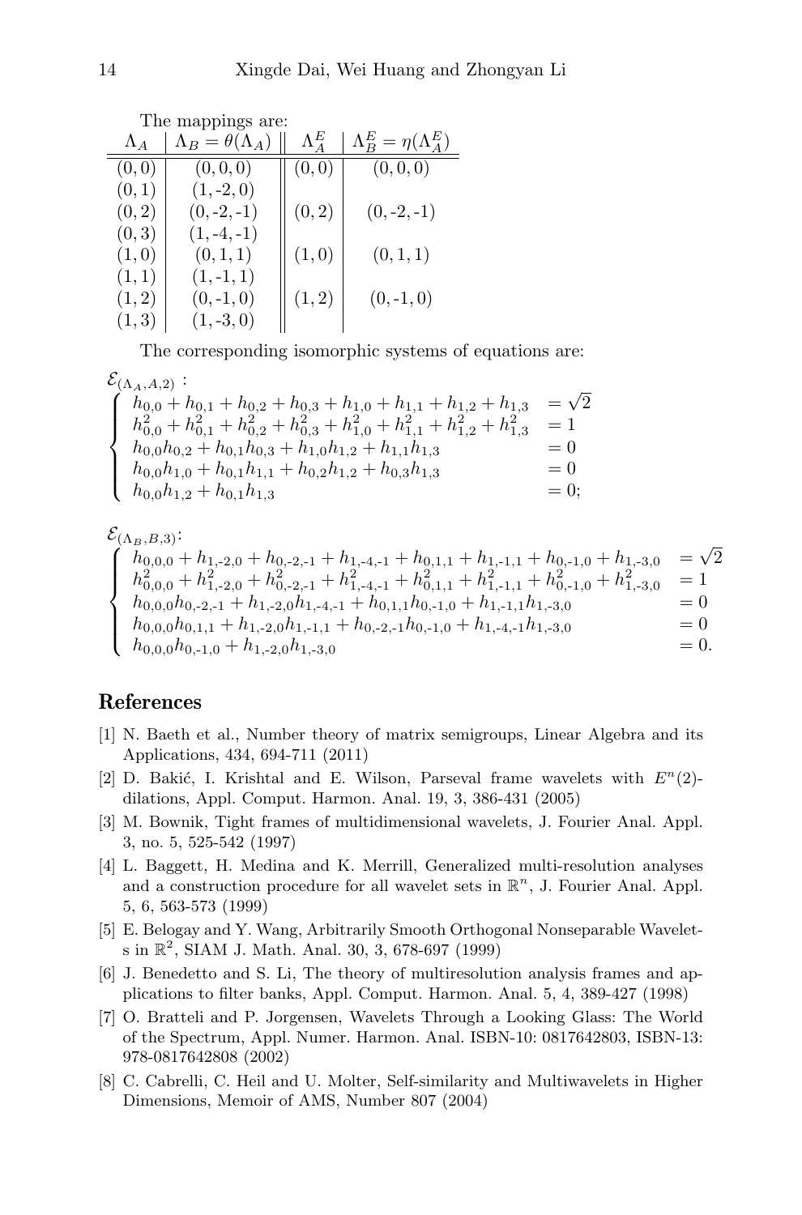The mappings are:

| $\Lambda_A$ | $\Lambda_B = \theta(\Lambda_A)$ | $\Lambda_A^E$ | $\Lambda_B^E = \eta(\Lambda_A^E)$ |
|---|---|---|---|
| $(0,0)$ | $(0,0,0)$ | $(0,0)$ | $(0,0,0)$ |
| $(0,1)$ | $(1,\text{-}2,0)$ | | |
| $(0,2)$ | $(0,\text{-}2,\text{-}1)$ | $(0,2)$ | $(0,\text{-}2,\text{-}1)$ |
| $(0,3)$ | $(1,\text{-}4,\text{-}1)$ | | |
| $(1,0)$ | $(0,1,1)$ | $(1,0)$ | $(0,1,1)$ |
| $(1,1)$ | $(1,\text{-}1,1)$ | | |
| $(1,2)$ | $(0,\text{-}1,0)$ | $(1,2)$ | $(0,\text{-}1,0)$ |
| $(1,3)$ | $(1,\text{-}3,0)$ | | |

The corresponding isomorphic systems of equations are:

$\mathcal{E}_{(\Lambda_A,A,2)}$ :

$$\begin{cases} h_{0,0}+h_{0,1}+h_{0,2}+h_{0,3}+h_{1,0}+h_{1,1}+h_{1,2}+h_{1,3} &= \sqrt{2} \\ h_{0,0}^2+h_{0,1}^2+h_{0,2}^2+h_{0,3}^2+h_{1,0}^2+h_{1,1}^2+h_{1,2}^2+h_{1,3}^2 &= 1 \\ h_{0,0}h_{0,2}+h_{0,1}h_{0,3}+h_{1,0}h_{1,2}+h_{1,1}h_{1,3} &= 0 \\ h_{0,0}h_{1,0}+h_{0,1}h_{1,1}+h_{0,2}h_{1,2}+h_{0,3}h_{1,3} &= 0 \\ h_{0,0}h_{1,2}+h_{0,1}h_{1,3} &= 0; \end{cases}$$

$\mathcal{E}_{(\Lambda_B,B,3)}$:

$$\begin{cases} h_{0,0,0}+h_{1,\text{-}2,0}+h_{0,\text{-}2,\text{-}1}+h_{1,\text{-}4,\text{-}1}+h_{0,1,1}+h_{1,\text{-}1,1}+h_{0,\text{-}1,0}+h_{1,\text{-}3,0} &= \sqrt{2} \\ h_{0,0,0}^2+h_{1,\text{-}2,0}^2+h_{0,\text{-}2,\text{-}1}^2+h_{1,\text{-}4,\text{-}1}^2+h_{0,1,1}^2+h_{1,\text{-}1,1}^2+h_{0,\text{-}1,0}^2+h_{1,\text{-}3,0}^2 &= 1 \\ h_{0,0,0}h_{0,\text{-}2,\text{-}1}+h_{1,\text{-}2,0}h_{1,\text{-}4,\text{-}1}+h_{0,1,1}h_{0,\text{-}1,0}+h_{1,\text{-}1,1}h_{1,\text{-}3,0} &= 0 \\ h_{0,0,0}h_{0,1,1}+h_{1,\text{-}2,0}h_{1,\text{-}1,1}+h_{0,\text{-}2,\text{-}1}h_{0,\text{-}1,0}+h_{1,\text{-}4,\text{-}1}h_{1,\text{-}3,0} &= 0 \\ h_{0,0,0}h_{0,\text{-}1,0}+h_{1,\text{-}2,0}h_{1,\text{-}3,0} &= 0. \end{cases}$$

## References

[1] N. Baeth et al., Number theory of matrix semigroups, Linear Algebra and its Applications, 434, 694-711 (2011)

[2] D. Bakić, I. Krishtal and E. Wilson, Parseval frame wavelets with $E^n(2)$-dilations, Appl. Comput. Harmon. Anal. 19, 3, 386-431 (2005)

[3] M. Bownik, Tight frames of multidimensional wavelets, J. Fourier Anal. Appl. 3, no. 5, 525-542 (1997)

[4] L. Baggett, H. Medina and K. Merrill, Generalized multi-resolution analyses and a construction procedure for all wavelet sets in $\mathbb{R}^n$, J. Fourier Anal. Appl. 5, 6, 563-573 (1999)

[5] E. Belogay and Y. Wang, Arbitrarily Smooth Orthogonal Nonseparable Wavelets in $\mathbb{R}^2$, SIAM J. Math. Anal. 30, 3, 678-697 (1999)

[6] J. Benedetto and S. Li, The theory of multiresolution analysis frames and applications to filter banks, Appl. Comput. Harmon. Anal. 5, 4, 389-427 (1998)

[7] O. Bratteli and P. Jorgensen, Wavelets Through a Looking Glass: The World of the Spectrum, Appl. Numer. Harmon. Anal. ISBN-10: 0817642803, ISBN-13: 978-0817642808 (2002)

[8] C. Cabrelli, C. Heil and U. Molter, Self-similarity and Multiwavelets in Higher Dimensions, Memoir of AMS, Number 807 (2004)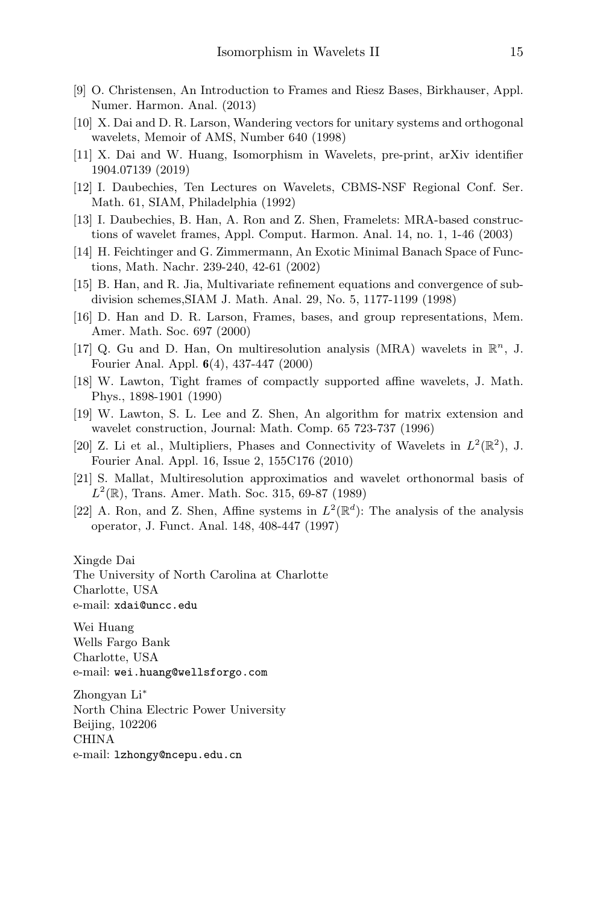[9] O. Christensen, An Introduction to Frames and Riesz Bases, Birkhauser, Appl. Numer. Harmon. Anal. (2013)

[10] X. Dai and D. R. Larson, Wandering vectors for unitary systems and orthogonal wavelets, Memoir of AMS, Number 640 (1998)

[11] X. Dai and W. Huang, Isomorphism in Wavelets, pre-print, arXiv identifier 1904.07139 (2019)

[12] I. Daubechies, Ten Lectures on Wavelets, CBMS-NSF Regional Conf. Ser. Math. 61, SIAM, Philadelphia (1992)

[13] I. Daubechies, B. Han, A. Ron and Z. Shen, Framelets: MRA-based constructions of wavelet frames, Appl. Comput. Harmon. Anal. 14, no. 1, 1-46 (2003)

[14] H. Feichtinger and G. Zimmermann, An Exotic Minimal Banach Space of Functions, Math. Nachr. 239-240, 42-61 (2002)

[15] B. Han, and R. Jia, Multivariate refinement equations and convergence of subdivision schemes,SIAM J. Math. Anal. 29, No. 5, 1177-1199 (1998)

[16] D. Han and D. R. Larson, Frames, bases, and group representations, Mem. Amer. Math. Soc. 697 (2000)

[17] Q. Gu and D. Han, On multiresolution analysis (MRA) wavelets in $\mathbb{R}^n$, J. Fourier Anal. Appl. **6**(4), 437-447 (2000)

[18] W. Lawton, Tight frames of compactly supported affine wavelets, J. Math. Phys., 1898-1901 (1990)

[19] W. Lawton, S. L. Lee and Z. Shen, An algorithm for matrix extension and wavelet construction, Journal: Math. Comp. 65 723-737 (1996)

[20] Z. Li et al., Multipliers, Phases and Connectivity of Wavelets in $L^2(\mathbb{R}^2)$, J. Fourier Anal. Appl. 16, Issue 2, 155C176 (2010)

[21] S. Mallat, Multiresolution approximatios and wavelet orthonormal basis of $L^2(\mathbb{R})$, Trans. Amer. Math. Soc. 315, 69-87 (1989)

[22] A. Ron, and Z. Shen, Affine systems in $L^2(\mathbb{R}^d)$: The analysis of the analysis operator, J. Funct. Anal. 148, 408-447 (1997)

Xingde Dai
The University of North Carolina at Charlotte
Charlotte, USA
e-mail: xdai@uncc.edu

Wei Huang
Wells Fargo Bank
Charlotte, USA
e-mail: wei.huang@wellsforgo.com

Zhongyan Li*
North China Electric Power University
Beijing, 102206
CHINA
e-mail: lzhongy@ncepu.edu.cn